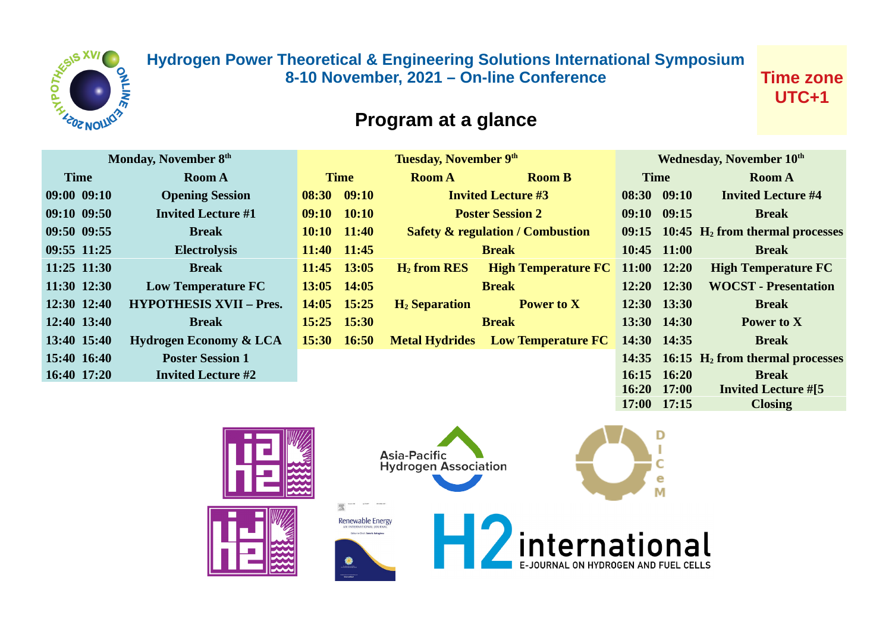# Hydrogen Power Theoretical & Engineering Solutions International Symposium

## 8-10 November, 2021 – On-line Conference

**Time zone UTC+1**

## Program at a glance

### Monday, November 8th

| Time | | Room A |
|---|---|---|
| 09:00 | 09:10 | Opening Session |
| 09:10 | 09:50 | Invited Lecture #1 |
| 09:50 | 09:55 | Break |
| 09:55 | 11:25 | Electrolysis |
| 11:25 | 11:30 | Break |
| 11:30 | 12:30 | Low Temperature FC |
| 12:30 | 12:40 | HYPOTHESIS XVII – Pres. |
| 12:40 | 13:40 | Break |
| 13:40 | 15:40 | Hydrogen Economy & LCA |
| 15:40 | 16:40 | Poster Session 1 |
| 16:40 | 17:20 | Invited Lecture #2 |

### Tuesday, November 9th

| Time | | Room A | Room B |
|---|---|---|---|
| 08:30 | 09:10 | Invited Lecture #3 | |
| 09:10 | 10:10 | Poster Session 2 | |
| 10:10 | 11:40 | Safety & regulation / Combustion | |
| 11:40 | 11:45 | Break | |
| 11:45 | 13:05 | $H_2$ from RES | High Temperature FC |
| 13:05 | 14:05 | Break | |
| 14:05 | 15:25 | $H_2$ Separation | Power to X |
| 15:25 | 15:30 | Break | |
| 15:30 | 16:50 | Metal Hydrides | Low Temperature FC |

### Wednesday, November 10th

| Time | | Room A |
|---|---|---|
| 08:30 | 09:10 | Invited Lecture #4 |
| 09:10 | 09:15 | Break |
| 09:15 | 10:45 | $H_2$ from thermal processes |
| 10:45 | 11:00 | Break |
| 11:00 | 12:20 | High Temperature FC |
| 12:20 | 12:30 | WOCST - Presentation |
| 12:30 | 13:30 | Break |
| 13:30 | 14:30 | Power to X |
| 14:30 | 14:35 | Break |
| 14:35 | 16:15 | $H_2$ from thermal processes |
| 16:15 | 16:20 | Break |
| 16:20 | 17:00 | Invited Lecture #[5 |
| 17:00 | 17:15 | Closing |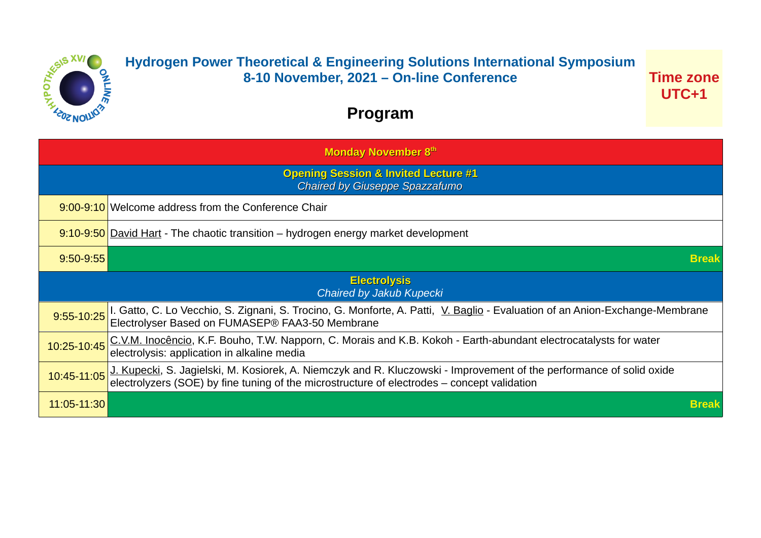# Hydrogen Power Theoretical & Engineering Solutions International Symposium
## 8-10 November, 2021 – On-line Conference

**Time zone UTC+1**

## Program

| | |
|---|---|
| **Monday November 8th** | |
| **Opening Session & Invited Lecture #1** *Chaired by Giuseppe Spazzafumo* | |
| 9:00-9:10 | Welcome address from the Conference Chair |
| 9:10-9:50 | David Hart - The chaotic transition – hydrogen energy market development |
| 9:50-9:55 | **Break** |
| **Electrolysis** *Chaired by Jakub Kupecki* | |
| 9:55-10:25 | I. Gatto, C. Lo Vecchio, S. Zignani, S. Trocino, G. Monforte, A. Patti, V. Baglio - Evaluation of an Anion-Exchange-Membrane Electrolyser Based on FUMASEP® FAA3-50 Membrane |
| 10:25-10:45 | C.V.M. Inocêncio, K.F. Bouho, T.W. Napporn, C. Morais and K.B. Kokoh - Earth-abundant electrocatalysts for water electrolysis: application in alkaline media |
| 10:45-11:05 | J. Kupecki, S. Jagielski, M. Kosiorek, A. Niemczyk and R. Kluczowski - Improvement of the performance of solid oxide electrolyzers (SOE) by fine tuning of the microstructure of electrodes – concept validation |
| 11:05-11:30 | **Break** |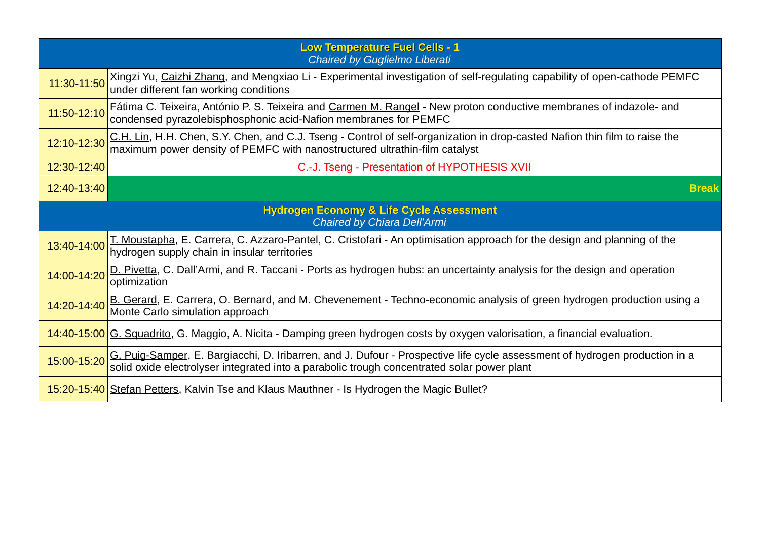| Low Temperature Fuel Cells - 1<br>*Chaired by Guglielmo Liberati* | |
|---|---|
| 11:30-11:50 | Xingzi Yu, Caizhi Zhang, and Mengxiao Li - Experimental investigation of self-regulating capability of open-cathode PEMFC under different fan working conditions |
| 11:50-12:10 | Fátima C. Teixeira, António P. S. Teixeira and Carmen M. Rangel - New proton conductive membranes of indazole- and condensed pyrazolebisphosphonic acid-Nafion membranes for PEMFC |
| 12:10-12:30 | C.H. Lin, H.H. Chen, S.Y. Chen, and C.J. Tseng - Control of self-organization in drop-casted Nafion thin film to raise the maximum power density of PEMFC with nanostructured ultrathin-film catalyst |
| 12:30-12:40 | C.-J. Tseng - Presentation of HYPOTHESIS XVII |
| 12:40-13:40 | **Break** |
| **Hydrogen Economy & Life Cycle Assessment**<br>*Chaired by Chiara Dell'Armi* | |
| 13:40-14:00 | T. Moustapha, E. Carrera, C. Azzaro-Pantel, C. Cristofari - An optimisation approach for the design and planning of the hydrogen supply chain in insular territories |
| 14:00-14:20 | D. Pivetta, C. Dall'Armi, and R. Taccani - Ports as hydrogen hubs: an uncertainty analysis for the design and operation optimization |
| 14:20-14:40 | B. Gerard, E. Carrera, O. Bernard, and M. Chevenement - Techno-economic analysis of green hydrogen production using a Monte Carlo simulation approach |
| 14:40-15:00 | G. Squadrito, G. Maggio, A. Nicita - Damping green hydrogen costs by oxygen valorisation, a financial evaluation. |
| 15:00-15:20 | G. Puig-Samper, E. Bargiacchi, D. Iribarren, and J. Dufour - Prospective life cycle assessment of hydrogen production in a solid oxide electrolyser integrated into a parabolic trough concentrated solar power plant |
| 15:20-15:40 | Stefan Petters, Kalvin Tse and Klaus Mauthner - Is Hydrogen the Magic Bullet? |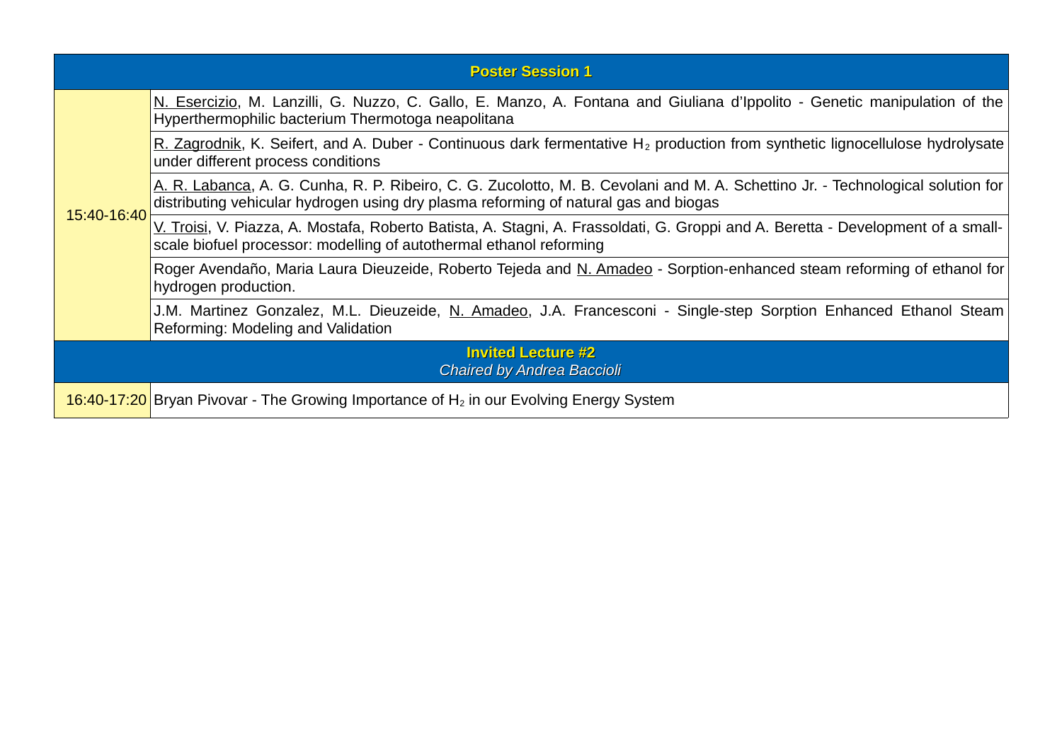| Poster Session 1 | |
|---|---|
| 15:40-16:40 | N. Esercizio, M. Lanzilli, G. Nuzzo, C. Gallo, E. Manzo, A. Fontana and Giuliana d'Ippolito - Genetic manipulation of the Hyperthermophilic bacterium Thermotoga neapolitana |
| | R. Zagrodnik, K. Seifert, and A. Duber - Continuous dark fermentative $H_2$ production from synthetic lignocellulose hydrolysate under different process conditions |
| | A. R. Labanca, A. G. Cunha, R. P. Ribeiro, C. G. Zucolotto, M. B. Cevolani and M. A. Schettino Jr. - Technological solution for distributing vehicular hydrogen using dry plasma reforming of natural gas and biogas |
| | V. Troisi, V. Piazza, A. Mostafa, Roberto Batista, A. Stagni, A. Frassoldati, G. Groppi and A. Beretta - Development of a small-scale biofuel processor: modelling of autothermal ethanol reforming |
| | Roger Avendaño, Maria Laura Dieuzeide, Roberto Tejeda and N. Amadeo - Sorption-enhanced steam reforming of ethanol for hydrogen production. |
| | J.M. Martinez Gonzalez, M.L. Dieuzeide, N. Amadeo, J.A. Francesconi - Single-step Sorption Enhanced Ethanol Steam Reforming: Modeling and Validation |
| **Invited Lecture #2** *Chaired by Andrea Baccioli* | |
| 16:40-17:20 | Bryan Pivovar - The Growing Importance of $H_2$ in our Evolving Energy System |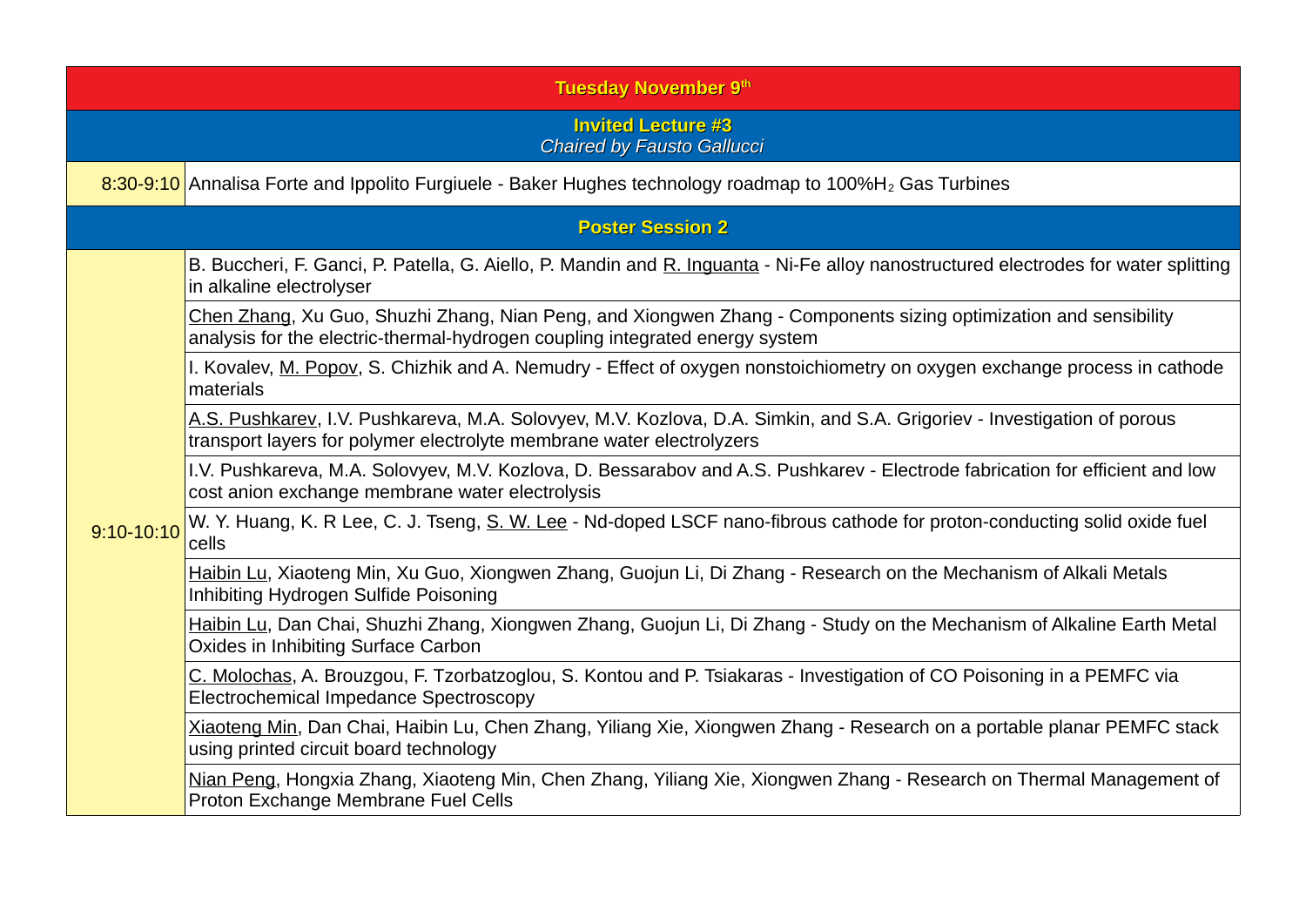| Tuesday November 9th | |
|---|---|
| **Invited Lecture #3**<br>*Chaired by Fausto Gallucci* | |
| 8:30-9:10 | Annalisa Forte and Ippolito Furgiuele - Baker Hughes technology roadmap to 100%$H_2$ Gas Turbines |
| **Poster Session 2** | |
| 9:10-10:10 | B. Buccheri, F. Ganci, P. Patella, G. Aiello, P. Mandin and R. Inguanta - Ni-Fe alloy nanostructured electrodes for water splitting in alkaline electrolyser |
| | Chen Zhang, Xu Guo, Shuzhi Zhang, Nian Peng, and Xiongwen Zhang - Components sizing optimization and sensibility analysis for the electric-thermal-hydrogen coupling integrated energy system |
| | I. Kovalev, M. Popov, S. Chizhik and A. Nemudry - Effect of oxygen nonstoichiometry on oxygen exchange process in cathode materials |
| | A.S. Pushkarev, I.V. Pushkareva, M.A. Solovyev, M.V. Kozlova, D.A. Simkin, and S.A. Grigoriev - Investigation of porous transport layers for polymer electrolyte membrane water electrolyzers |
| | I.V. Pushkareva, M.A. Solovyev, M.V. Kozlova, D. Bessarabov and A.S. Pushkarev - Electrode fabrication for efficient and low cost anion exchange membrane water electrolysis |
| | W. Y. Huang, K. R Lee, C. J. Tseng, S. W. Lee - Nd-doped LSCF nano-fibrous cathode for proton-conducting solid oxide fuel cells |
| | Haibin Lu, Xiaoteng Min, Xu Guo, Xiongwen Zhang, Guojun Li, Di Zhang - Research on the Mechanism of Alkali Metals Inhibiting Hydrogen Sulfide Poisoning |
| | Haibin Lu, Dan Chai, Shuzhi Zhang, Xiongwen Zhang, Guojun Li, Di Zhang - Study on the Mechanism of Alkaline Earth Metal Oxides in Inhibiting Surface Carbon |
| | C. Molochas, A. Brouzgou, F. Tzorbatzoglou, S. Kontou and P. Tsiakaras - Investigation of CO Poisoning in a PEMFC via Electrochemical Impedance Spectroscopy |
| | Xiaoteng Min, Dan Chai, Haibin Lu, Chen Zhang, Yiliang Xie, Xiongwen Zhang - Research on a portable planar PEMFC stack using printed circuit board technology |
| | Nian Peng, Hongxia Zhang, Xiaoteng Min, Chen Zhang, Yiliang Xie, Xiongwen Zhang - Research on Thermal Management of Proton Exchange Membrane Fuel Cells |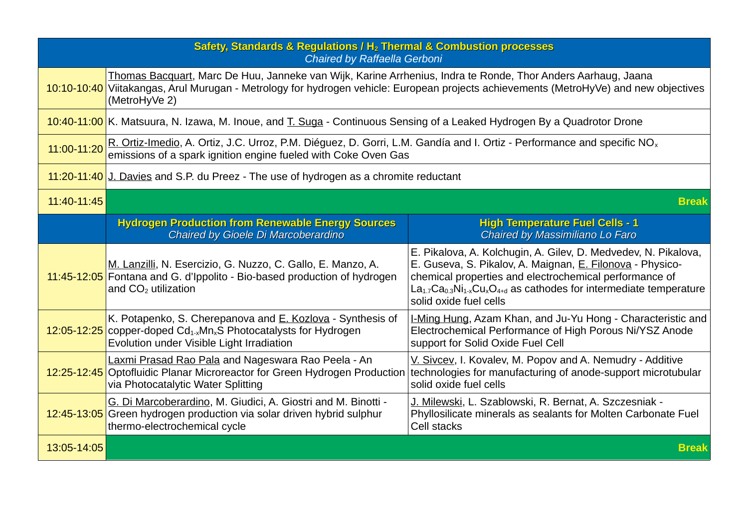| | Safety, Standards & Regulations / $H_2$ Thermal & Combustion processes *Chaired by Raffaella Gerboni* | |
|---|---|---|
| 10:10-10:40 | Thomas Bacquart, Marc De Huu, Janneke van Wijk, Karine Arrhenius, Indra te Ronde, Thor Anders Aarhaug, Jaana Viitakangas, Arul Murugan - Metrology for hydrogen vehicle: European projects achievements (MetroHyVe) and new objectives (MetroHyVe 2) | |
| 10:40-11:00 | K. Matsuura, N. Izawa, M. Inoue, and T. Suga - Continuous Sensing of a Leaked Hydrogen By a Quadrotor Drone | |
| 11:00-11:20 | R. Ortiz-Imedio, A. Ortiz, J.C. Urroz, P.M. Diéguez, D. Gorri, L.M. Gandía and I. Ortiz - Performance and specific $NO_x$ emissions of a spark ignition engine fueled with Coke Oven Gas | |
| 11:20-11:40 | J. Davies and S.P. du Preez - The use of hydrogen as a chromite reductant | |
| 11:40-11:45 | **Break** | |
| | **Hydrogen Production from Renewable Energy Sources** *Chaired by Gioele Di Marcoberardino* | **High Temperature Fuel Cells - 1** *Chaired by Massimiliano Lo Faro* |
| 11:45-12:05 | M. Lanzilli, N. Esercizio, G. Nuzzo, C. Gallo, E. Manzo, A. Fontana and G. d'Ippolito - Bio-based production of hydrogen and $CO_2$ utilization | E. Pikalova, A. Kolchugin, A. Gilev, D. Medvedev, N. Pikalova, E. Guseva, S. Pikalov, A. Maignan, E. Filonova - Physico-chemical properties and electrochemical performance of $La_{1.7}Ca_{0.3}Ni_{1-x}Cu_xO_{4+d}$ as cathodes for intermediate temperature solid oxide fuel cells |
| 12:05-12:25 | K. Potapenko, S. Cherepanova and E. Kozlova - Synthesis of copper-doped $Cd_{1-x}Mn_xS$ Photocatalysts for Hydrogen Evolution under Visible Light Irradiation | I-Ming Hung, Azam Khan, and Ju-Yu Hong - Characteristic and Electrochemical Performance of High Porous Ni/YSZ Anode support for Solid Oxide Fuel Cell |
| 12:25-12:45 | Laxmi Prasad Rao Pala and Nageswara Rao Peela - An Optofluidic Planar Microreactor for Green Hydrogen Production via Photocatalytic Water Splitting | V. Sivcev, I. Kovalev, M. Popov and A. Nemudry - Additive technologies for manufacturing of anode-support microtubular solid oxide fuel cells |
| 12:45-13:05 | G. Di Marcoberardino, M. Giudici, A. Giostri and M. Binotti - Green hydrogen production via solar driven hybrid sulphur thermo-electrochemical cycle | J. Milewski, L. Szablowski, R. Bernat, A. Szczesniak - Phyllosilicate minerals as sealants for Molten Carbonate Fuel Cell stacks |
| 13:05-14:05 | **Break** | |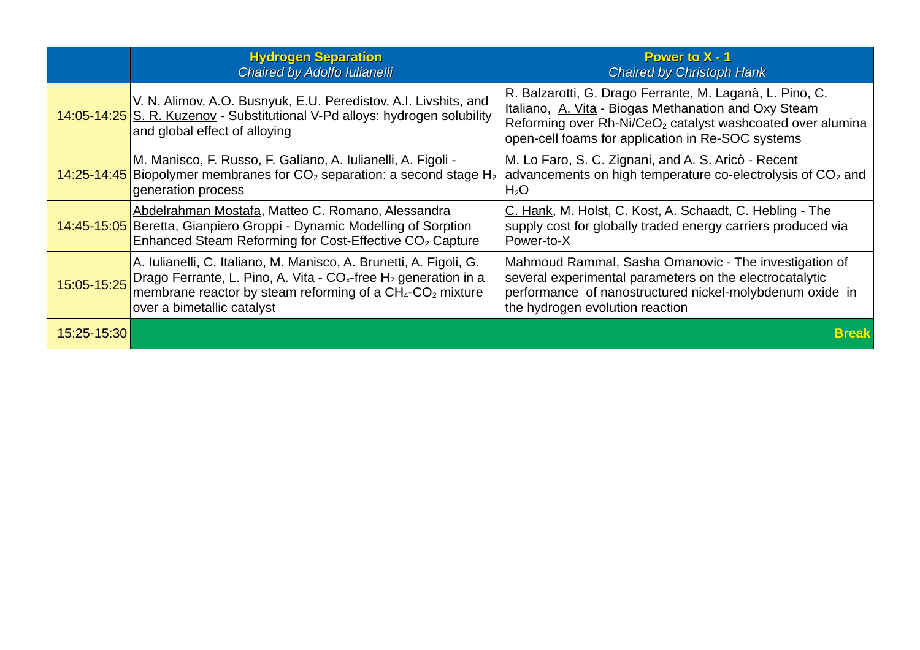| | **Hydrogen Separation** *Chaired by Adolfo Iulianelli* | **Power to X - 1** *Chaired by Christoph Hank* |
|---|---|---|
| 14:05-14:25 | V. N. Alimov, A.O. Busnyuk, E.U. Peredistov, A.I. Livshits, and S. R. Kuzenov - Substitutional V-Pd alloys: hydrogen solubility and global effect of alloying | R. Balzarotti, G. Drago Ferrante, M. Laganà, L. Pino, C. Italiano, A. Vita - Biogas Methanation and Oxy Steam Reforming over Rh-Ni/$CeO_2$ catalyst washcoated over alumina open-cell foams for application in Re-SOC systems |
| 14:25-14:45 | M. Manisco, F. Russo, F. Galiano, A. Iulianelli, A. Figoli - Biopolymer membranes for $CO_2$ separation: a second stage $H_2$ generation process | M. Lo Faro, S. C. Zignani, and A. S. Aricò - Recent advancements on high temperature co-electrolysis of $CO_2$ and $H_2O$ |
| 14:45-15:05 | Abdelrahman Mostafa, Matteo C. Romano, Alessandra Beretta, Gianpiero Groppi - Dynamic Modelling of Sorption Enhanced Steam Reforming for Cost-Effective $CO_2$ Capture | C. Hank, M. Holst, C. Kost, A. Schaadt, C. Hebling - The supply cost for globally traded energy carriers produced via Power-to-X |
| 15:05-15:25 | A. Iulianelli, C. Italiano, M. Manisco, A. Brunetti, A. Figoli, G. Drago Ferrante, L. Pino, A. Vita - $CO_x$-free $H_2$ generation in a membrane reactor by steam reforming of a $CH_4$-$CO_2$ mixture over a bimetallic catalyst | Mahmoud Rammal, Sasha Omanovic - The investigation of several experimental parameters on the electrocatalytic performance of nanostructured nickel-molybdenum oxide in the hydrogen evolution reaction |
| 15:25-15:30 | | **Break** |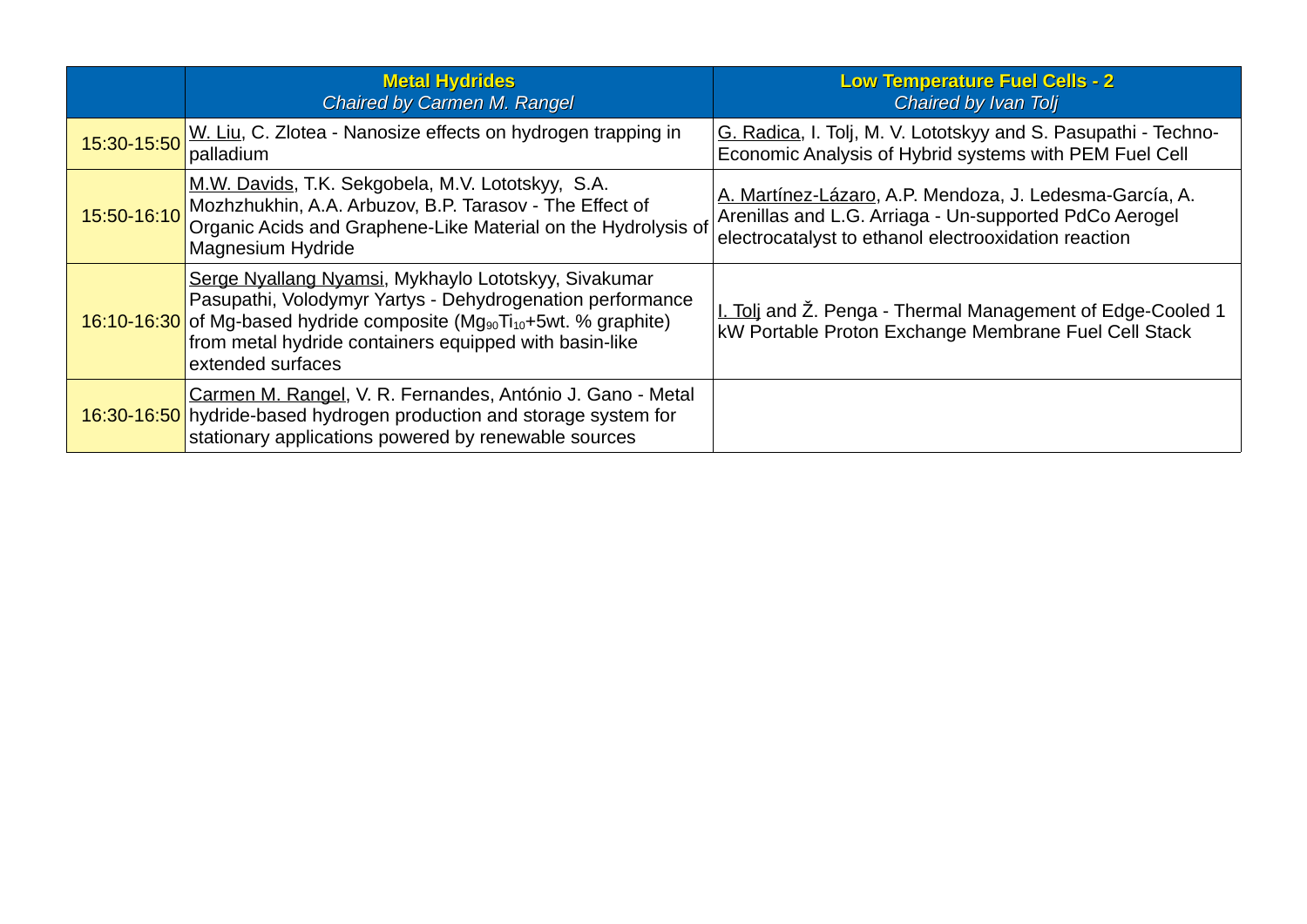| | **Metal Hydrides** *Chaired by Carmen M. Rangel* | **Low Temperature Fuel Cells - 2** *Chaired by Ivan Tolj* |
|---|---|---|
| 15:30-15:50 | W. Liu, C. Zlotea - Nanosize effects on hydrogen trapping in palladium | G. Radica, I. Tolj, M. V. Lototskyy and S. Pasupathi - Techno-Economic Analysis of Hybrid systems with PEM Fuel Cell |
| 15:50-16:10 | M.W. Davids, T.K. Sekgobela, M.V. Lototskyy, S.A. Mozhzhukhin, A.A. Arbuzov, B.P. Tarasov - The Effect of Organic Acids and Graphene-Like Material on the Hydrolysis of Magnesium Hydride | A. Martínez-Lázaro, A.P. Mendoza, J. Ledesma-García, A. Arenillas and L.G. Arriaga - Un-supported PdCo Aerogel electrocatalyst to ethanol electrooxidation reaction |
| 16:10-16:30 | Serge Nyallang Nyamsi, Mykhaylo Lototskyy, Sivakumar Pasupathi, Volodymyr Yartys - Dehydrogenation performance of Mg-based hydride composite ($Mg_{90}Ti_{10}$+5wt. % graphite) from metal hydride containers equipped with basin-like extended surfaces | I. Tolj and Ž. Penga - Thermal Management of Edge-Cooled 1 kW Portable Proton Exchange Membrane Fuel Cell Stack |
| 16:30-16:50 | Carmen M. Rangel, V. R. Fernandes, António J. Gano - Metal hydride-based hydrogen production and storage system for stationary applications powered by renewable sources | |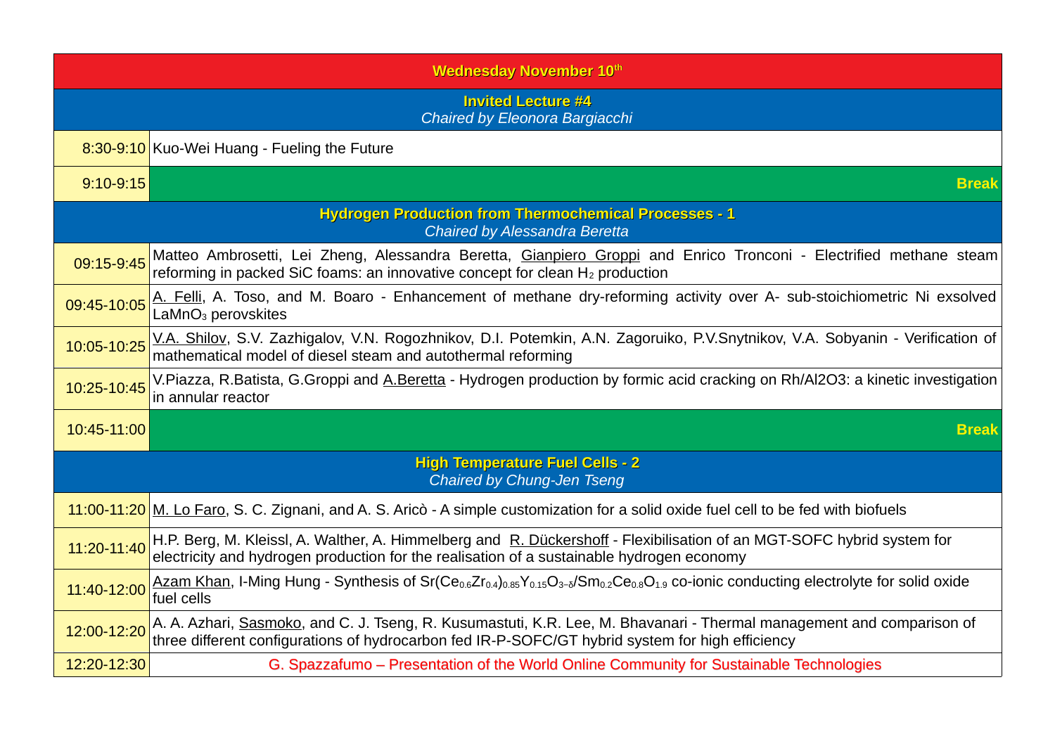| Wednesday November 10[th] | |
|---|---|
| **Invited Lecture #4** *Chaired by Eleonora Bargiacchi* | |
| 8:30-9:10 | Kuo-Wei Huang - Fueling the Future |
| 9:10-9:15 | **Break** |
| **Hydrogen Production from Thermochemical Processes - 1** *Chaired by Alessandra Beretta* | |
| 09:15-9:45 | Matteo Ambrosetti, Lei Zheng, Alessandra Beretta, Gianpiero Groppi and Enrico Tronconi - Electrified methane steam reforming in packed SiC foams: an innovative concept for clean $H_2$ production |
| 09:45-10:05 | A. Felli, A. Toso, and M. Boaro - Enhancement of methane dry-reforming activity over A- sub-stoichiometric Ni exsolved $LaMnO_3$ perovskites |
| 10:05-10:25 | V.A. Shilov, S.V. Zazhigalov, V.N. Rogozhnikov, D.I. Potemkin, A.N. Zagoruiko, P.V.Snytnikov, V.A. Sobyanin - Verification of mathematical model of diesel steam and autothermal reforming |
| 10:25-10:45 | V.Piazza, R.Batista, G.Groppi and A.Beretta - Hydrogen production by formic acid cracking on Rh/Al2O3: a kinetic investigation in annular reactor |
| 10:45-11:00 | **Break** |
| **High Temperature Fuel Cells - 2** *Chaired by Chung-Jen Tseng* | |
| 11:00-11:20 | M. Lo Faro, S. C. Zignani, and A. S. Aricò - A simple customization for a solid oxide fuel cell to be fed with biofuels |
| 11:20-11:40 | H.P. Berg, M. Kleissl, A. Walther, A. Himmelberg and R. Dückershoff - Flexibilisation of an MGT-SOFC hybrid system for electricity and hydrogen production for the realisation of a sustainable hydrogen economy |
| 11:40-12:00 | Azam Khan, I-Ming Hung - Synthesis of $Sr(Ce_{0.6}Zr_{0.4})_{0.85}Y_{0.15}O_{3-\delta}/Sm_{0.2}Ce_{0.8}O_{1.9}$ co-ionic conducting electrolyte for solid oxide fuel cells |
| 12:00-12:20 | A. A. Azhari, Sasmoko, and C. J. Tseng, R. Kusumastuti, K.R. Lee, M. Bhavanari - Thermal management and comparison of three different configurations of hydrocarbon fed IR-P-SOFC/GT hybrid system for high efficiency |
| 12:20-12:30 | G. Spazzafumo – Presentation of the World Online Community for Sustainable Technologies |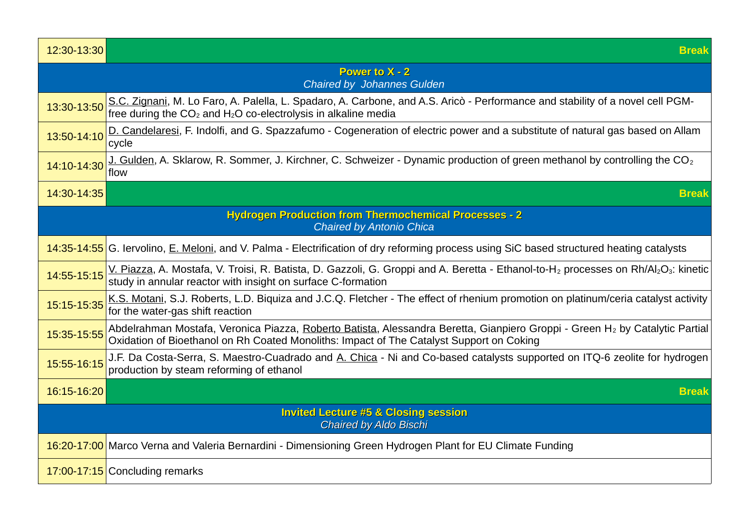| | |
|---|---|
| 12:30-13:30 | **Break** |
| | **Power to X - 2**<br>*Chaired by Johannes Gulden* |
| 13:30-13:50 | <u>S.C. Zignani</u>, M. Lo Faro, A. Palella, L. Spadaro, A. Carbone, and A.S. Aricò - Performance and stability of a novel cell PGM-free during the $CO_2$ and $H_2O$ co-electrolysis in alkaline media |
| 13:50-14:10 | <u>D. Candelaresi</u>, F. Indolfi, and G. Spazzafumo - Cogeneration of electric power and a substitute of natural gas based on Allam cycle |
| 14:10-14:30 | <u>J. Gulden</u>, A. Sklarow, R. Sommer, J. Kirchner, C. Schweizer - Dynamic production of green methanol by controlling the $CO_2$ flow |
| 14:30-14:35 | **Break** |
| | **Hydrogen Production from Thermochemical Processes - 2**<br>*Chaired by Antonio Chica* |
| 14:35-14:55 | G. Iervolino, <u>E. Meloni</u>, and V. Palma - Electrification of dry reforming process using SiC based structured heating catalysts |
| 14:55-15:15 | <u>V. Piazza</u>, A. Mostafa, V. Troisi, R. Batista, D. Gazzoli, G. Groppi and A. Beretta - Ethanol-to-$H_2$ processes on $Rh/Al_2O_3$: kinetic study in annular reactor with insight on surface C-formation |
| 15:15-15:35 | <u>K.S. Motani</u>, S.J. Roberts, L.D. Biquiza and J.C.Q. Fletcher - The effect of rhenium promotion on platinum/ceria catalyst activity for the water-gas shift reaction |
| 15:35-15:55 | Abdelrahman Mostafa, Veronica Piazza, <u>Roberto Batista</u>, Alessandra Beretta, Gianpiero Groppi - Green $H_2$ by Catalytic Partial Oxidation of Bioethanol on Rh Coated Monoliths: Impact of The Catalyst Support on Coking |
| 15:55-16:15 | J.F. Da Costa-Serra, S. Maestro-Cuadrado and <u>A. Chica</u> - Ni and Co-based catalysts supported on ITQ-6 zeolite for hydrogen production by steam reforming of ethanol |
| 16:15-16:20 | **Break** |
| | **Invited Lecture #5 & Closing session**<br>*Chaired by Aldo Bischi* |
| 16:20-17:00 | Marco Verna and Valeria Bernardini - Dimensioning Green Hydrogen Plant for EU Climate Funding |
| 17:00-17:15 | Concluding remarks |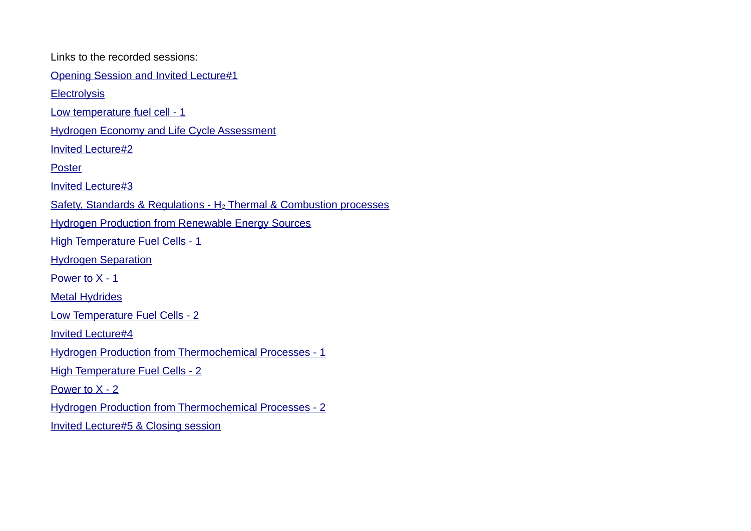Links to the recorded sessions:

Opening Session and Invited Lecture#1

Electrolysis

Low temperature fuel cell - 1

Hydrogen Economy and Life Cycle Assessment

Invited Lecture#2

Poster

Invited Lecture#3

Safety, Standards & Regulations - $H_2$ Thermal & Combustion processes

Hydrogen Production from Renewable Energy Sources

High Temperature Fuel Cells - 1

Hydrogen Separation

Power to X - 1

Metal Hydrides

Low Temperature Fuel Cells - 2

Invited Lecture#4

Hydrogen Production from Thermochemical Processes - 1

High Temperature Fuel Cells - 2

Power to X - 2

Hydrogen Production from Thermochemical Processes - 2

Invited Lecture#5 & Closing session